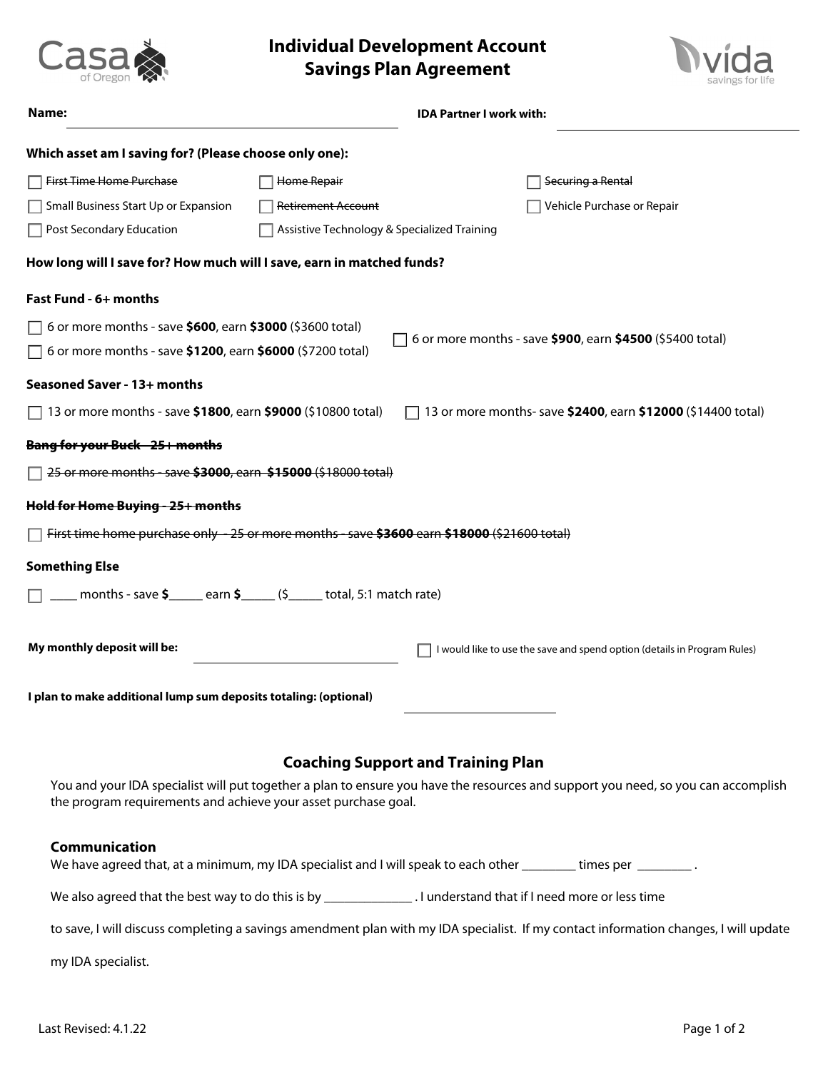# Individual Development Account Savings Plan Agreement

**Name:** ______________________________ **IDA Partner I work with:** ______________________________

**Which asset am I saving for? (Please choose only one):**

- ☐ ~~First Time Home Purchase~~
- ☐ ~~Home Repair~~
- ☐ ~~Securing a Rental~~
- ☐ Small Business Start Up or Expansion
- ☐ ~~Retirement Account~~
- ☐ Vehicle Purchase or Repair
- ☐ Post Secondary Education
- ☐ Assistive Technology & Specialized Training

**How long will I save for? How much will I save, earn in matched funds?**

**Fast Fund - 6+ months**

- ☐ 6 or more months - save **$600**, earn **$3000** ($3600 total)
- ☐ 6 or more months - save **$1200**, earn **$6000** ($7200 total)
- ☐ 6 or more months - save **$900**, earn **$4500** ($5400 total)

**Seasoned Saver - 13+ months**

- ☐ 13 or more months - save **$1800**, earn **$9000** ($10800 total)
- ☐ 13 or more months- save **$2400**, earn **$12000** ($14400 total)

~~**Bang for your Buck - 25+ months**~~

- ☐ ~~25 or more months - save **$3000**, earn **$15000** ($18000 total)~~

~~**Hold for Home Buying - 25+ months**~~

- ☐ ~~First time home purchase only - 25 or more months - save **$3600** earn **$18000** ($21600 total)~~

**Something Else**

- ☐ ____ months - save **$**_____ earn **$**_____ ($_____ total, 5:1 match rate)

**My monthly deposit will be:** ______________________________

☐ I would like to use the save and spend option (details in Program Rules)

**I plan to make additional lump sum deposits totaling: (optional)** ____________________

## Coaching Support and Training Plan

You and your IDA specialist will put together a plan to ensure you have the resources and support you need, so you can accomplish the program requirements and achieve your asset purchase goal.

### Communication

We have agreed that, at a minimum, my IDA specialist and I will speak to each other ________ times per ________ .

We also agreed that the best way to do this is by _____________ . I understand that if I need more or less time to save, I will discuss completing a savings amendment plan with my IDA specialist. If my contact information changes, I will update my IDA specialist.

Last Revised: 4.1.22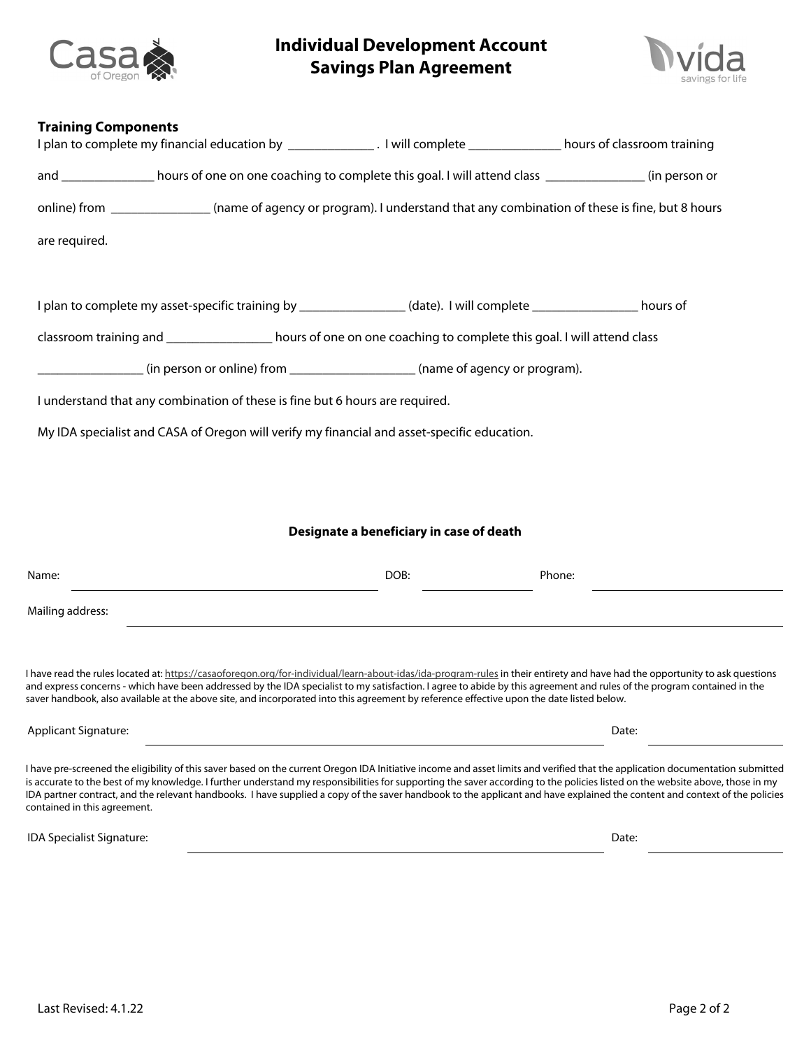# Individual Development Account Savings Plan Agreement

### Training Components

I plan to complete my financial education by _____________ . I will complete ______________ hours of classroom training and ______________ hours of one on one coaching to complete this goal. I will attend class _______________ (in person or online) from _______________ (name of agency or program). I understand that any combination of these is fine, but 8 hours are required.

I plan to complete my asset-specific training by ________________ (date). I will complete ________________ hours of classroom training and ________________ hours of one on one coaching to complete this goal. I will attend class ________________ (in person or online) from ___________________ (name of agency or program).

I understand that any combination of these is fine but 6 hours are required.

My IDA specialist and CASA of Oregon will verify my financial and asset-specific education.

**Designate a beneficiary in case of death**

Name: ______________________ DOB: __________ Phone: ______________________

Mailing address: ______________________________________________

I have read the rules located at: https://casaoforegon.org/for-individual/learn-about-idas/ida-program-rules in their entirety and have had the opportunity to ask questions and express concerns - which have been addressed by the IDA specialist to my satisfaction. I agree to abide by this agreement and rules of the program contained in the saver handbook, also available at the above site, and incorporated into this agreement by reference effective upon the date listed below.

Applicant Signature: ______________________________________ Date: ______________

I have pre-screened the eligibility of this saver based on the current Oregon IDA Initiative income and asset limits and verified that the application documentation submitted is accurate to the best of my knowledge. I further understand my responsibilities for supporting the saver according to the policies listed on the website above, those in my IDA partner contract, and the relevant handbooks. I have supplied a copy of the saver handbook to the applicant and have explained the content and context of the policies contained in this agreement.

IDA Specialist Signature: ______________________________________ Date: ______________

Last Revised: 4.1.22